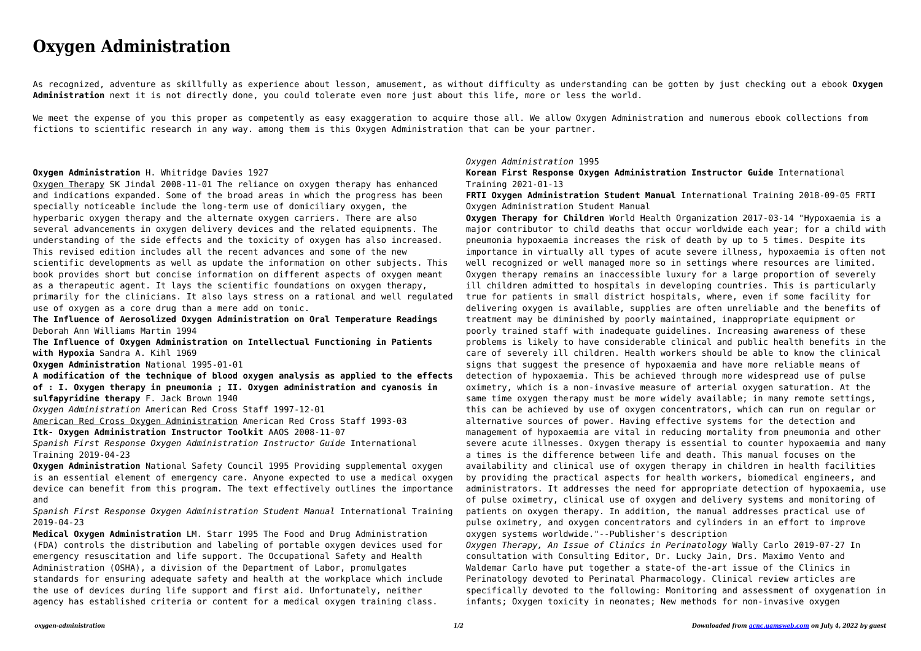# Oxygen Administration

As recognized, adventure as skillfully as experience about lesson, amusement, as without difficulty as understanding can be gotten by just checking out a ebook **Oxygen Administration** next it is not directly done, you could tolerate even more just about this life, more or less the world.

We meet the expense of you this proper as competently as easy exaggeration to acquire those all. We allow Oxygen Administration and numerous ebook collections from fictions to scientific research in any way. among them is this Oxygen Administration that can be your partner.

**Oxygen Administration** H. Whitridge Davies 1927

Oxygen Therapy SK Jindal 2008-11-01 The reliance on oxygen therapy has enhanced and indications expanded. Some of the broad areas in which the progress has been specially noticeable include the long-term use of domiciliary oxygen, the hyperbaric oxygen therapy and the alternate oxygen carriers. There are also several advancements in oxygen delivery devices and the related equipments. The understanding of the side effects and the toxicity of oxygen has also increased. This revised edition includes all the recent advances and some of the new scientific developments as well as update the information on other subjects. This book provides short but concise information on different aspects of oxygen meant as a therapeutic agent. It lays the scientific foundations on oxygen therapy, primarily for the clinicians. It also lays stress on a rational and well regulated use of oxygen as a core drug than a mere add on tonic.

**The Influence of Aerosolized Oxygen Administration on Oral Temperature Readings** Deborah Ann Williams Martin 1994

**The Influence of Oxygen Administration on Intellectual Functioning in Patients with Hypoxia** Sandra A. Kihl 1969

**Oxygen Administration** National 1995-01-01

**A modification of the technique of blood oxygen analysis as applied to the effects of : I. Oxygen therapy in pneumonia ; II. Oxygen administration and cyanosis in sulfapyridine therapy** F. Jack Brown 1940

*Oxygen Administration* American Red Cross Staff 1997-12-01

American Red Cross Oxygen Administration American Red Cross Staff 1993-03

**Itk- Oxygen Administration Instructor Toolkit** AAOS 2008-11-07

*Spanish First Response Oxygen Administration Instructor Guide* International Training 2019-04-23

**Oxygen Administration** National Safety Council 1995 Providing supplemental oxygen is an essential element of emergency care. Anyone expected to use a medical oxygen device can benefit from this program. The text effectively outlines the importance and

*Spanish First Response Oxygen Administration Student Manual* International Training 2019-04-23

**Medical Oxygen Administration** LM. Starr 1995 The Food and Drug Administration (FDA) controls the distribution and labeling of portable oxygen devices used for emergency resuscitation and life support. The Occupational Safety and Health Administration (OSHA), a division of the Department of Labor, promulgates standards for ensuring adequate safety and health at the workplace which include the use of devices during life support and first aid. Unfortunately, neither agency has established criteria or content for a medical oxygen training class.

*Oxygen Administration* 1995

**Korean First Response Oxygen Administration Instructor Guide** International Training 2021-01-13

**FRTI Oxygen Administration Student Manual** International Training 2018-09-05 FRTI Oxygen Administration Student Manual

**Oxygen Therapy for Children** World Health Organization 2017-03-14 "Hypoxaemia is a major contributor to child deaths that occur worldwide each year; for a child with pneumonia hypoxaemia increases the risk of death by up to 5 times. Despite its importance in virtually all types of acute severe illness, hypoxaemia is often not well recognized or well managed more so in settings where resources are limited. Oxygen therapy remains an inaccessible luxury for a large proportion of severely ill children admitted to hospitals in developing countries. This is particularly true for patients in small district hospitals, where, even if some facility for delivering oxygen is available, supplies are often unreliable and the benefits of treatment may be diminished by poorly maintained, inappropriate equipment or poorly trained staff with inadequate guidelines. Increasing awareness of these problems is likely to have considerable clinical and public health benefits in the care of severely ill children. Health workers should be able to know the clinical signs that suggest the presence of hypoxaemia and have more reliable means of detection of hypoxaemia. This be achieved through more widespread use of pulse oximetry, which is a non-invasive measure of arterial oxygen saturation. At the same time oxygen therapy must be more widely available; in many remote settings, this can be achieved by use of oxygen concentrators, which can run on regular or alternative sources of power. Having effective systems for the detection and management of hypoxaemia are vital in reducing mortality from pneumonia and other severe acute illnesses. Oxygen therapy is essential to counter hypoxaemia and many a times is the difference between life and death. This manual focuses on the availability and clinical use of oxygen therapy in children in health facilities by providing the practical aspects for health workers, biomedical engineers, and administrators. It addresses the need for appropriate detection of hypoxaemia, use of pulse oximetry, clinical use of oxygen and delivery systems and monitoring of patients on oxygen therapy. In addition, the manual addresses practical use of pulse oximetry, and oxygen concentrators and cylinders in an effort to improve oxygen systems worldwide."--Publisher's description

*Oxygen Therapy, An Issue of Clinics in Perinatology* Wally Carlo 2019-07-27 In consultation with Consulting Editor, Dr. Lucky Jain, Drs. Maximo Vento and Waldemar Carlo have put together a state-of-the-art issue of the Clinics in Perinatology devoted to Perinatal Pharmacology. Clinical review articles are specifically devoted to the following: Monitoring and assessment of oxygenation in infants; Oxygen toxicity in neonates; New methods for non-invasive oxygen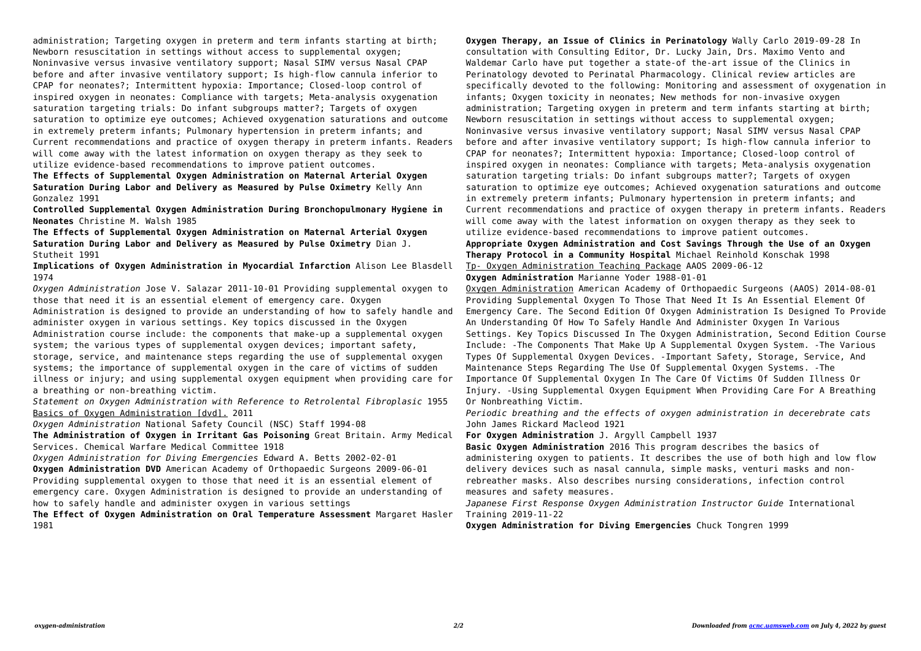administration; Targeting oxygen in preterm and term infants starting at birth; Newborn resuscitation in settings without access to supplemental oxygen; Noninvasive versus invasive ventilatory support; Nasal SIMV versus Nasal CPAP before and after invasive ventilatory support; Is high-flow cannula inferior to CPAP for neonates?; Intermittent hypoxia: Importance; Closed-loop control of inspired oxygen in neonates: Compliance with targets; Meta-analysis oxygenation saturation targeting trials: Do infant subgroups matter?; Targets of oxygen saturation to optimize eye outcomes; Achieved oxygenation saturations and outcome in extremely preterm infants; Pulmonary hypertension in preterm infants; and Current recommendations and practice of oxygen therapy in preterm infants. Readers will come away with the latest information on oxygen therapy as they seek to utilize evidence-based recommendations to improve patient outcomes.

**The Effects of Supplemental Oxygen Administration on Maternal Arterial Oxygen Saturation During Labor and Delivery as Measured by Pulse Oximetry** Kelly Ann Gonzalez 1991

**Controlled Supplemental Oxygen Administration During Bronchopulmonary Hygiene in Neonates** Christine M. Walsh 1985

**The Effects of Supplemental Oxygen Administration on Maternal Arterial Oxygen Saturation During Labor and Delivery as Measured by Pulse Oximetry** Dian J. Stutheit 1991

**Implications of Oxygen Administration in Myocardial Infarction** Alison Lee Blasdell 1974

*Oxygen Administration* Jose V. Salazar 2011-10-01 Providing supplemental oxygen to those that need it is an essential element of emergency care. Oxygen Administration is designed to provide an understanding of how to safely handle and administer oxygen in various settings. Key topics discussed in the Oxygen Administration course include: the components that make-up a supplemental oxygen system; the various types of supplemental oxygen devices; important safety, storage, service, and maintenance steps regarding the use of supplemental oxygen systems; the importance of supplemental oxygen in the care of victims of sudden illness or injury; and using supplemental oxygen equipment when providing care for a breathing or non-breathing victim.

*Statement on Oxygen Administration with Reference to Retrolental Fibroplasic* 1955

Basics of Oxygen Administration [dvd]. 2011

*Oxygen Administration* National Safety Council (NSC) Staff 1994-08

**The Administration of Oxygen in Irritant Gas Poisoning** Great Britain. Army Medical Services. Chemical Warfare Medical Committee 1918

*Oxygen Administration for Diving Emergencies* Edward A. Betts 2002-02-01

**Oxygen Administration DVD** American Academy of Orthopaedic Surgeons 2009-06-01 Providing supplemental oxygen to those that need it is an essential element of emergency care. Oxygen Administration is designed to provide an understanding of how to safely handle and administer oxygen in various settings

**The Effect of Oxygen Administration on Oral Temperature Assessment** Margaret Hasler 1981

**Oxygen Therapy, an Issue of Clinics in Perinatology** Wally Carlo 2019-09-28 In consultation with Consulting Editor, Dr. Lucky Jain, Drs. Maximo Vento and Waldemar Carlo have put together a state-of-the-art issue of the Clinics in Perinatology devoted to Perinatal Pharmacology. Clinical review articles are specifically devoted to the following: Monitoring and assessment of oxygenation in infants; Oxygen toxicity in neonates; New methods for non-invasive oxygen administration; Targeting oxygen in preterm and term infants starting at birth; Newborn resuscitation in settings without access to supplemental oxygen; Noninvasive versus invasive ventilatory support; Nasal SIMV versus Nasal CPAP before and after invasive ventilatory support; Is high-flow cannula inferior to CPAP for neonates?; Intermittent hypoxia: Importance; Closed-loop control of inspired oxygen in neonates: Compliance with targets; Meta-analysis oxygenation saturation targeting trials: Do infant subgroups matter?; Targets of oxygen saturation to optimize eye outcomes; Achieved oxygenation saturations and outcome in extremely preterm infants; Pulmonary hypertension in preterm infants; and Current recommendations and practice of oxygen therapy in preterm infants. Readers will come away with the latest information on oxygen therapy as they seek to utilize evidence-based recommendations to improve patient outcomes.

**Appropriate Oxygen Administration and Cost Savings Through the Use of an Oxygen Therapy Protocol in a Community Hospital** Michael Reinhold Konschak 1998

Tp- Oxygen Administration Teaching Package AAOS 2009-06-12

**Oxygen Administration** Marianne Yoder 1988-01-01

Oxygen Administration American Academy of Orthopaedic Surgeons (AAOS) 2014-08-01 Providing Supplemental Oxygen To Those That Need It Is An Essential Element Of Emergency Care. The Second Edition Of Oxygen Administration Is Designed To Provide An Understanding Of How To Safely Handle And Administer Oxygen In Various Settings. Key Topics Discussed In The Oxygen Administration, Second Edition Course Include: -The Components That Make Up A Supplemental Oxygen System. -The Various Types Of Supplemental Oxygen Devices. -Important Safety, Storage, Service, And Maintenance Steps Regarding The Use Of Supplemental Oxygen Systems. -The Importance Of Supplemental Oxygen In The Care Of Victims Of Sudden Illness Or Injury. -Using Supplemental Oxygen Equipment When Providing Care For A Breathing Or Nonbreathing Victim.

*Periodic breathing and the effects of oxygen administration in decerebrate cats* John James Rickard Macleod 1921

**For Oxygen Administration** J. Argyll Campbell 1937

**Basic Oxygen Administration** 2016 This program describes the basics of administering oxygen to patients. It describes the use of both high and low flow delivery devices such as nasal cannula, simple masks, venturi masks and non-rebreather masks. Also describes nursing considerations, infection control measures and safety measures.

*Japanese First Response Oxygen Administration Instructor Guide* International Training 2019-11-22

**Oxygen Administration for Diving Emergencies** Chuck Tongren 1999